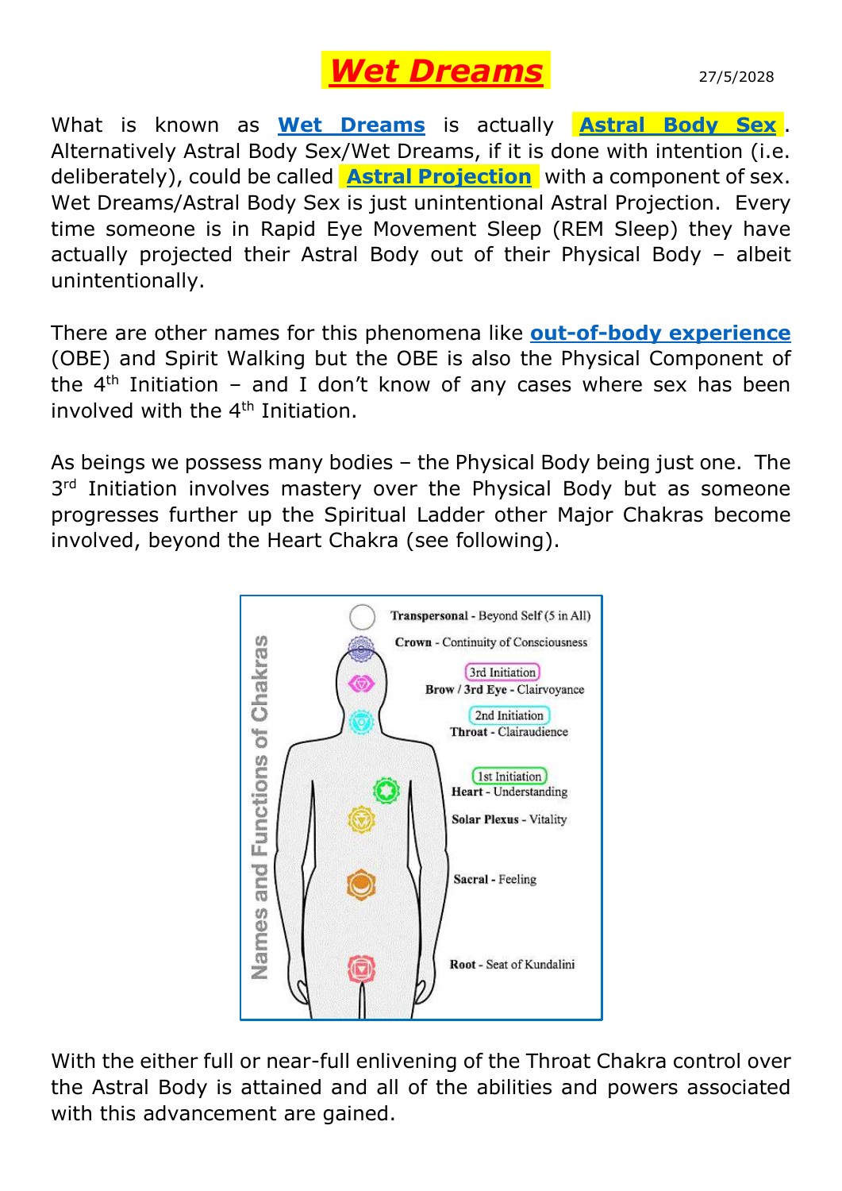# ***Wet Dreams***

27/5/2028

What is known as **Wet Dreams** is actually **Astral Body Sex**. Alternatively Astral Body Sex/Wet Dreams, if it is done with intention (i.e. deliberately), could be called **Astral Projection** with a component of sex. Wet Dreams/Astral Body Sex is just unintentional Astral Projection. Every time someone is in Rapid Eye Movement Sleep (REM Sleep) they have actually projected their Astral Body out of their Physical Body – albeit unintentionally.

There are other names for this phenomena like **out-of-body experience** (OBE) and Spirit Walking but the OBE is also the Physical Component of the 4th Initiation – and I don't know of any cases where sex has been involved with the 4th Initiation.

As beings we possess many bodies – the Physical Body being just one. The 3rd Initiation involves mastery over the Physical Body but as someone progresses further up the Spiritual Ladder other Major Chakras become involved, beyond the Heart Chakra (see following).

Names and Functions of Chakras

**Transpersonal** - Beyond Self (5 in All)

**Crown** - Continuity of Consciousness

3rd Initiation

**Brow / 3rd Eye** - Clairvoyance

2nd Initiation

**Throat** - Clairaudience

1st Initiation

**Heart** - Understanding

**Solar Plexus** - Vitality

**Sacral** - Feeling

**Root** - Seat of Kundalini

With the either full or near-full enlivening of the Throat Chakra control over the Astral Body is attained and all of the abilities and powers associated with this advancement are gained.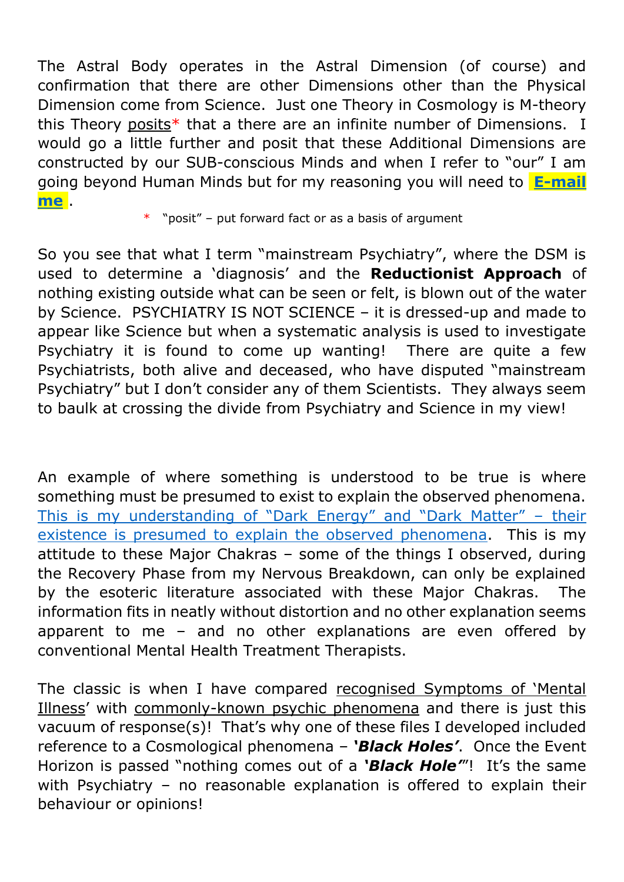The Astral Body operates in the Astral Dimension (of course) and confirmation that there are other Dimensions other than the Physical Dimension come from Science. Just one Theory in Cosmology is M-theory this Theory posits* that a there are an infinite number of Dimensions. I would go a little further and posit that these Additional Dimensions are constructed by our SUB-conscious Minds and when I refer to "our" I am going beyond Human Minds but for my reasoning you will need to **E-mail me**.

\* "posit" – put forward fact or as a basis of argument

So you see that what I term "mainstream Psychiatry", where the DSM is used to determine a 'diagnosis' and the **Reductionist Approach** of nothing existing outside what can be seen or felt, is blown out of the water by Science. PSYCHIATRY IS NOT SCIENCE – it is dressed-up and made to appear like Science but when a systematic analysis is used to investigate Psychiatry it is found to come up wanting! There are quite a few Psychiatrists, both alive and deceased, who have disputed "mainstream Psychiatry" but I don't consider any of them Scientists. They always seem to baulk at crossing the divide from Psychiatry and Science in my view!

An example of where something is understood to be true is where something must be presumed to exist to explain the observed phenomena. This is my understanding of "Dark Energy" and "Dark Matter" – their existence is presumed to explain the observed phenomena. This is my attitude to these Major Chakras – some of the things I observed, during the Recovery Phase from my Nervous Breakdown, can only be explained by the esoteric literature associated with these Major Chakras. The information fits in neatly without distortion and no other explanation seems apparent to me – and no other explanations are even offered by conventional Mental Health Treatment Therapists.

The classic is when I have compared recognised Symptoms of 'Mental Illness' with commonly-known psychic phenomena and there is just this vacuum of response(s)! That's why one of these files I developed included reference to a Cosmological phenomena – ***'Black Holes'***. Once the Event Horizon is passed "nothing comes out of a ***'Black Hole'***"! It's the same with Psychiatry – no reasonable explanation is offered to explain their behaviour or opinions!